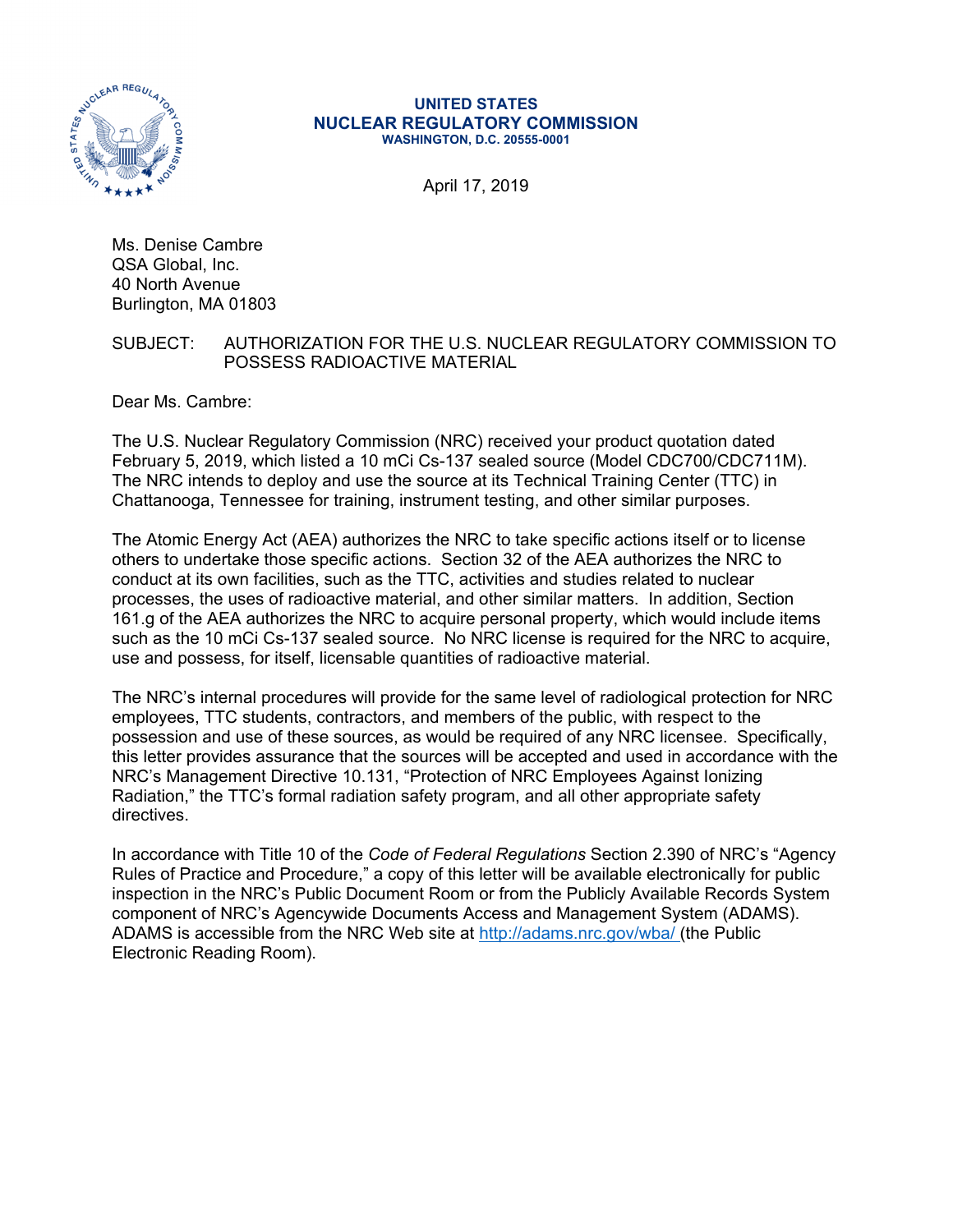**UNITED STATES**
**NUCLEAR REGULATORY COMMISSION**
**WASHINGTON, D.C. 20555-0001**

April 17, 2019

Ms. Denise Cambre
QSA Global, Inc.
40 North Avenue
Burlington, MA 01803

SUBJECT: AUTHORIZATION FOR THE U.S. NUCLEAR REGULATORY COMMISSION TO POSSESS RADIOACTIVE MATERIAL

Dear Ms. Cambre:

The U.S. Nuclear Regulatory Commission (NRC) received your product quotation dated February 5, 2019, which listed a 10 mCi Cs-137 sealed source (Model CDC700/CDC711M). The NRC intends to deploy and use the source at its Technical Training Center (TTC) in Chattanooga, Tennessee for training, instrument testing, and other similar purposes.

The Atomic Energy Act (AEA) authorizes the NRC to take specific actions itself or to license others to undertake those specific actions. Section 32 of the AEA authorizes the NRC to conduct at its own facilities, such as the TTC, activities and studies related to nuclear processes, the uses of radioactive material, and other similar matters. In addition, Section 161.g of the AEA authorizes the NRC to acquire personal property, which would include items such as the 10 mCi Cs-137 sealed source. No NRC license is required for the NRC to acquire, use and possess, for itself, licensable quantities of radioactive material.

The NRC's internal procedures will provide for the same level of radiological protection for NRC employees, TTC students, contractors, and members of the public, with respect to the possession and use of these sources, as would be required of any NRC licensee. Specifically, this letter provides assurance that the sources will be accepted and used in accordance with the NRC's Management Directive 10.131, "Protection of NRC Employees Against Ionizing Radiation," the TTC's formal radiation safety program, and all other appropriate safety directives.

In accordance with Title 10 of the *Code of Federal Regulations* Section 2.390 of NRC's "Agency Rules of Practice and Procedure," a copy of this letter will be available electronically for public inspection in the NRC's Public Document Room or from the Publicly Available Records System component of NRC's Agencywide Documents Access and Management System (ADAMS). ADAMS is accessible from the NRC Web site at http://adams.nrc.gov/wba/ (the Public Electronic Reading Room).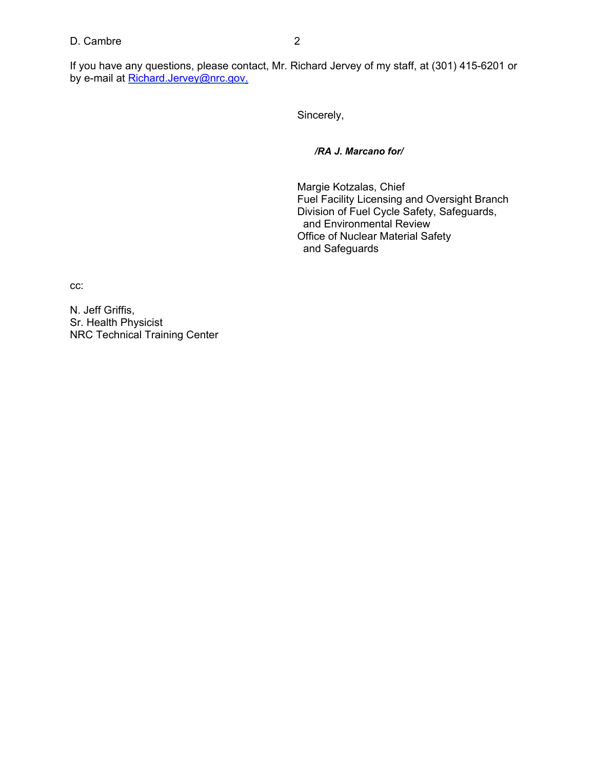If you have any questions, please contact, Mr. Richard Jervey of my staff, at (301) 415-6201 or by e-mail at Richard.Jervey@nrc.gov.

Sincerely,

***/RA J. Marcano for/***

Margie Kotzalas, Chief
Fuel Facility Licensing and Oversight Branch
Division of Fuel Cycle Safety, Safeguards,
and Environmental Review
Office of Nuclear Material Safety
and Safeguards

cc:

N. Jeff Griffis,
Sr. Health Physicist
NRC Technical Training Center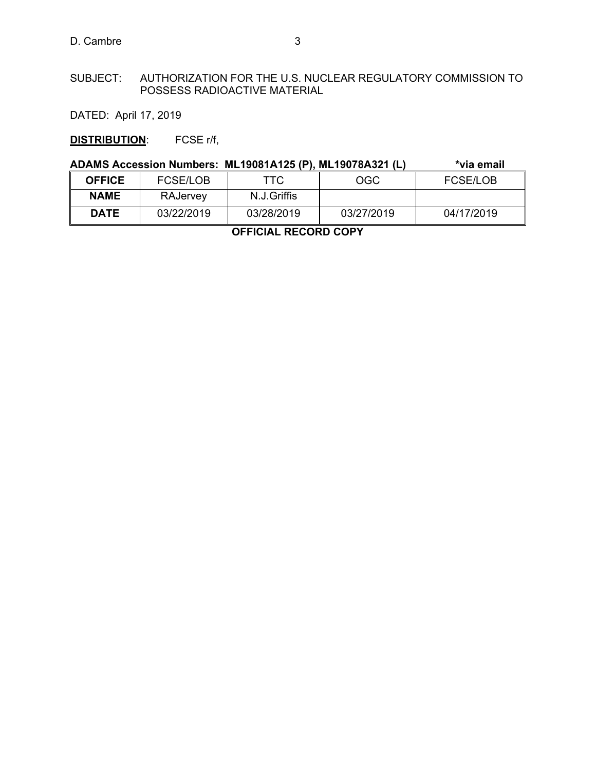SUBJECT: AUTHORIZATION FOR THE U.S. NUCLEAR REGULATORY COMMISSION TO POSSESS RADIOACTIVE MATERIAL

DATED: April 17, 2019

**DISTRIBUTION**: FCSE r/f,

**ADAMS Accession Numbers: ML19081A125 (P), ML19078A321 (L)** **\*via email**

| **OFFICE** | FCSE/LOB | TTC | OGC | FCSE/LOB |
|---|---|---|---|---|
| **NAME** | RAJervey | N.J.Griffis | | |
| **DATE** | 03/22/2019 | 03/28/2019 | 03/27/2019 | 04/17/2019 |

**OFFICIAL RECORD COPY**